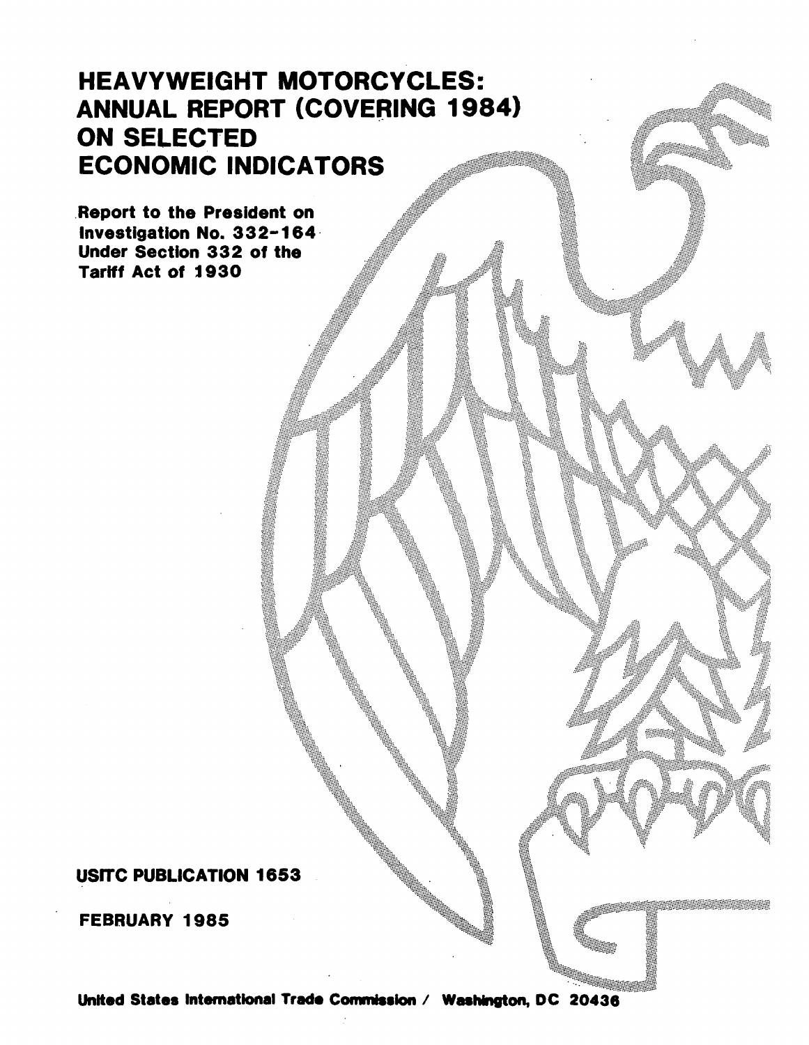# HEAVYWEIGHT MOTORCYCLES: ANNUAL REPORT (COVERING 1984) ON SELECTED ECONOMIC INDICATORS

**Report to the President on Investigation No. 332-164 Under Section 332 of the Tariff Act of 1930**

**USITC PUBLICATION 1653**

**FEBRUARY 1985**

**United States International Trade Commission / Washington, DC 20436**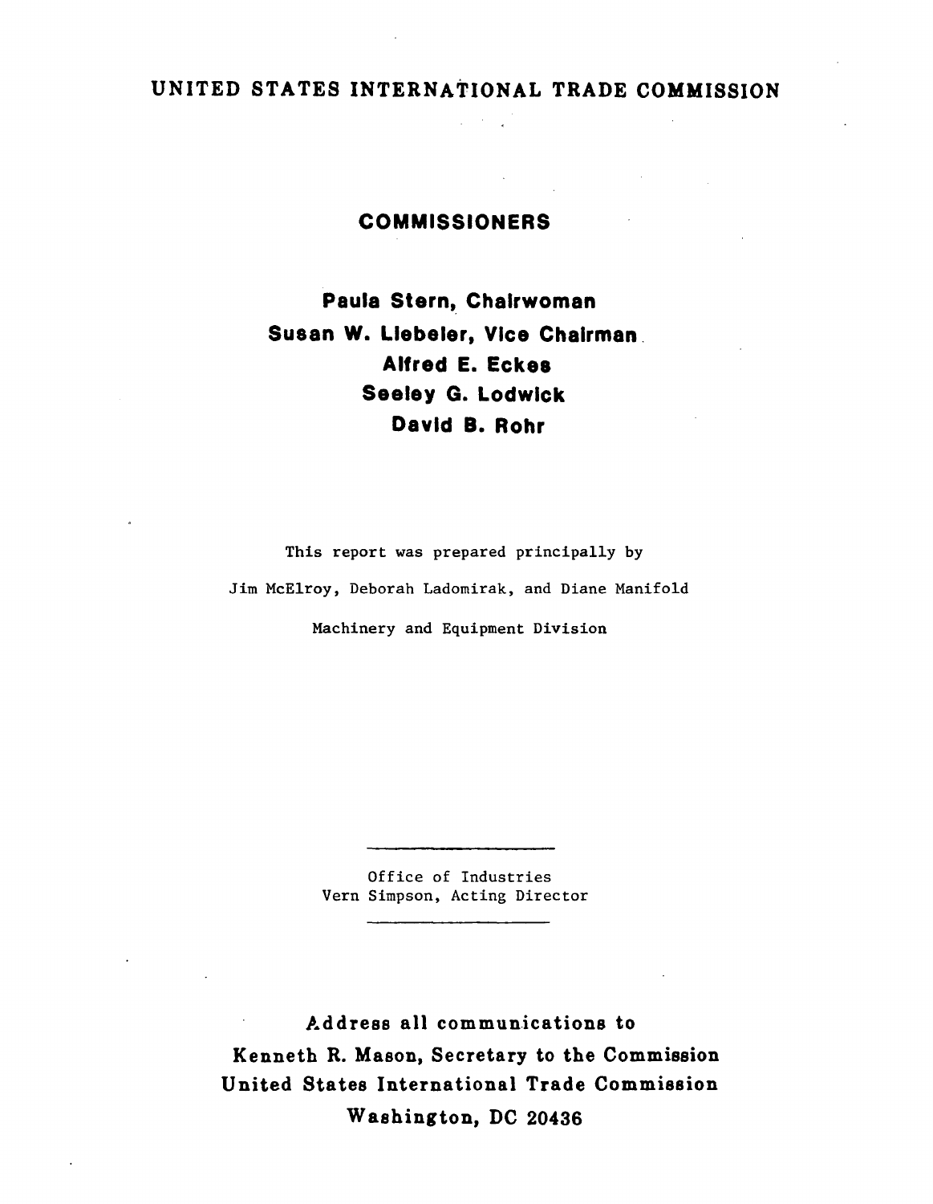# UNITED STATES INTERNATIONAL TRADE COMMISSION

## COMMISSIONERS

**Paula Stern, Chairwoman**
**Susan W. Liebeler, Vice Chairman**
**Alfred E. Eckes**
**Seeley G. Lodwick**
**David B. Rohr**

This report was prepared principally by

Jim McElroy, Deborah Ladomirak, and Diane Manifold

Machinery and Equipment Division

---

Office of Industries
Vern Simpson, Acting Director

---

**Address all communications to**
**Kenneth R. Mason, Secretary to the Commission**
**United States International Trade Commission**
**Washington, DC 20436**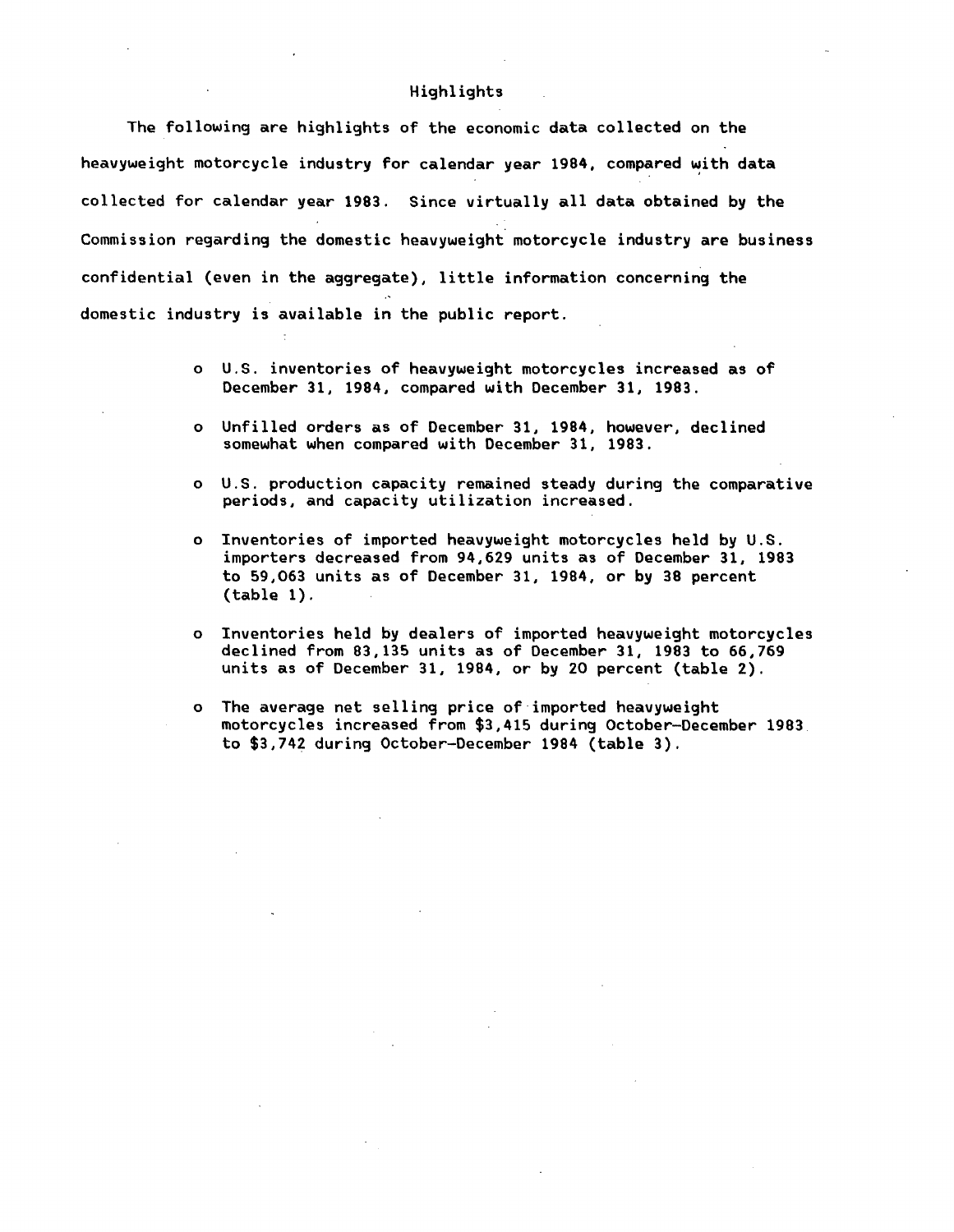## Highlights

The following are highlights of the economic data collected on the heavyweight motorcycle industry for calendar year 1984, compared with data collected for calendar year 1983. Since virtually all data obtained by the Commission regarding the domestic heavyweight motorcycle industry are business confidential (even in the aggregate), little information concerning the domestic industry is available in the public report.

- U.S. inventories of heavyweight motorcycles increased as of December 31, 1984, compared with December 31, 1983.
- Unfilled orders as of December 31, 1984, however, declined somewhat when compared with December 31, 1983.
- U.S. production capacity remained steady during the comparative periods, and capacity utilization increased.
- Inventories of imported heavyweight motorcycles held by U.S. importers decreased from 94,629 units as of December 31, 1983 to 59,063 units as of December 31, 1984, or by 38 percent (table 1).
- Inventories held by dealers of imported heavyweight motorcycles declined from 83,135 units as of December 31, 1983 to 66,769 units as of December 31, 1984, or by 20 percent (table 2).
- The average net selling price of imported heavyweight motorcycles increased from $3,415 during October-December 1983 to $3,742 during October-December 1984 (table 3).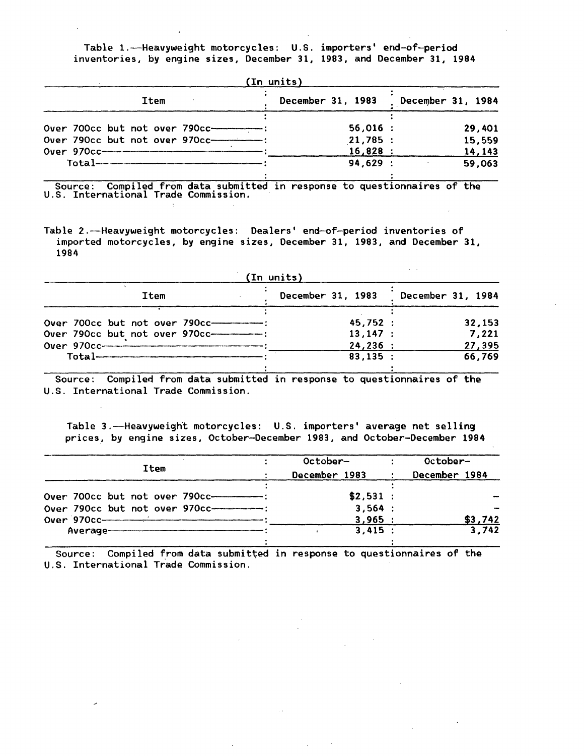Table 1.—Heavyweight motorcycles: U.S. importers' end-of-period inventories, by engine sizes, December 31, 1983, and December 31, 1984

(In units)

| Item | December 31, 1983 | December 31, 1984 |
|---|---|---|
| Over 700cc but not over 790cc | 56,016 | 29,401 |
| Over 790cc but not over 970cc | 21,785 | 15,559 |
| Over 970cc | 16,828 | 14,143 |
| Total | 94,629 | 59,063 |

Source: Compiled from data submitted in response to questionnaires of the U.S. International Trade Commission.

Table 2.—Heavyweight motorcycles: Dealers' end-of-period inventories of imported motorcycles, by engine sizes, December 31, 1983, and December 31, 1984

(In units)

| Item | December 31, 1983 | December 31, 1984 |
|---|---|---|
| Over 700cc but not over 790cc | 45,752 | 32,153 |
| Over 790cc but not over 970cc | 13,147 | 7,221 |
| Over 970cc | 24,236 | 27,395 |
| Total | 83,135 | 66,769 |

Source: Compiled from data submitted in response to questionnaires of the U.S. International Trade Commission.

Table 3.—Heavyweight motorcycles: U.S. importers' average net selling prices, by engine sizes, October-December 1983, and October-December 1984

| Item | October-December 1983 | October-December 1984 |
|---|---|---|
| Over 700cc but not over 790cc | $2,531 | - |
| Over 790cc but not over 970cc | 3,564 | - |
| Over 970cc | 3,965 | $3,742 |
| Average | 3,415 | 3,742 |

Source: Compiled from data submitted in response to questionnaires of the U.S. International Trade Commission.